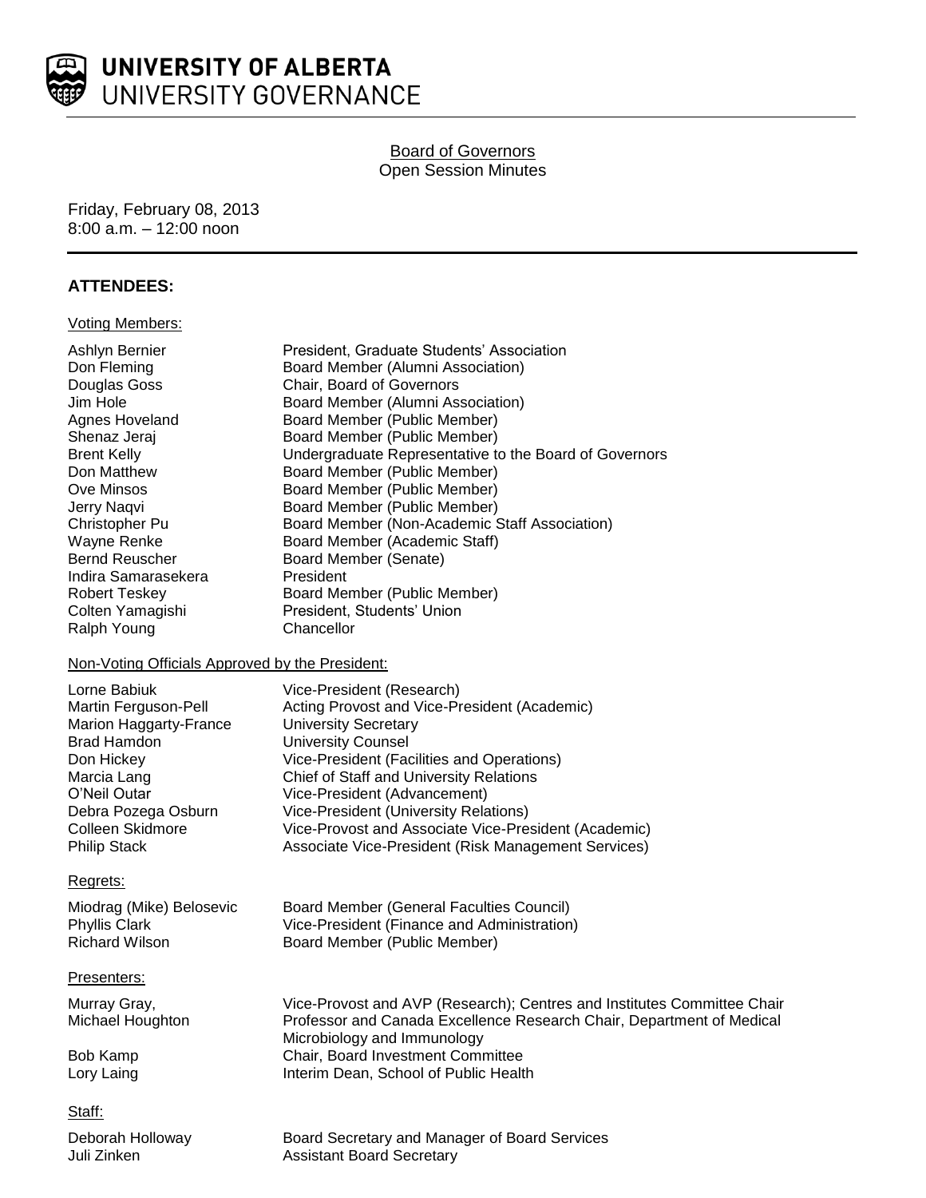# UNIVERSITY OF ALBERTA
UNIVERSITY GOVERNANCE

## Board of Governors
Open Session Minutes

Friday, February 08, 2013
8:00 a.m. – 12:00 noon

## ATTENDEES:

Voting Members:

| | |
|---|---|
| Ashlyn Bernier | President, Graduate Students' Association |
| Don Fleming | Board Member (Alumni Association) |
| Douglas Goss | Chair, Board of Governors |
| Jim Hole | Board Member (Alumni Association) |
| Agnes Hoveland | Board Member (Public Member) |
| Shenaz Jeraj | Board Member (Public Member) |
| Brent Kelly | Undergraduate Representative to the Board of Governors |
| Don Matthew | Board Member (Public Member) |
| Ove Minsos | Board Member (Public Member) |
| Jerry Naqvi | Board Member (Public Member) |
| Christopher Pu | Board Member (Non-Academic Staff Association) |
| Wayne Renke | Board Member (Academic Staff) |
| Bernd Reuscher | Board Member (Senate) |
| Indira Samarasekera | President |
| Robert Teskey | Board Member (Public Member) |
| Colten Yamagishi | President, Students' Union |
| Ralph Young | Chancellor |

Non-Voting Officials Approved by the President:

| | |
|---|---|
| Lorne Babiuk | Vice-President (Research) |
| Martin Ferguson-Pell | Acting Provost and Vice-President (Academic) |
| Marion Haggarty-France | University Secretary |
| Brad Hamdon | University Counsel |
| Don Hickey | Vice-President (Facilities and Operations) |
| Marcia Lang | Chief of Staff and University Relations |
| O'Neil Outar | Vice-President (Advancement) |
| Debra Pozega Osburn | Vice-President (University Relations) |
| Colleen Skidmore | Vice-Provost and Associate Vice-President (Academic) |
| Philip Stack | Associate Vice-President (Risk Management Services) |

Regrets:

| | |
|---|---|
| Miodrag (Mike) Belosevic | Board Member (General Faculties Council) |
| Phyllis Clark | Vice-President (Finance and Administration) |
| Richard Wilson | Board Member (Public Member) |

Presenters:

| | |
|---|---|
| Murray Gray, | Vice-Provost and AVP (Research); Centres and Institutes Committee Chair |
| Michael Houghton | Professor and Canada Excellence Research Chair, Department of Medical Microbiology and Immunology |
| Bob Kamp | Chair, Board Investment Committee |
| Lory Laing | Interim Dean, School of Public Health |

Staff:

| | |
|---|---|
| Deborah Holloway | Board Secretary and Manager of Board Services |
| Juli Zinken | Assistant Board Secretary |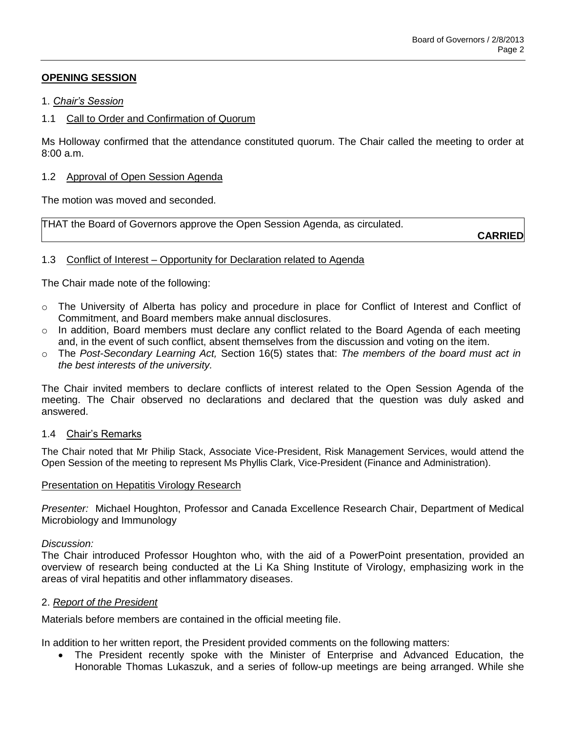## OPENING SESSION

1. *Chair's Session*

### 1.1 Call to Order and Confirmation of Quorum

Ms Holloway confirmed that the attendance constituted quorum. The Chair called the meeting to order at 8:00 a.m.

### 1.2 Approval of Open Session Agenda

The motion was moved and seconded.

THAT the Board of Governors approve the Open Session Agenda, as circulated.

**CARRIED**

### 1.3 Conflict of Interest – Opportunity for Declaration related to Agenda

The Chair made note of the following:

- The University of Alberta has policy and procedure in place for Conflict of Interest and Conflict of Commitment, and Board members make annual disclosures.
- In addition, Board members must declare any conflict related to the Board Agenda of each meeting and, in the event of such conflict, absent themselves from the discussion and voting on the item.
- The *Post-Secondary Learning Act,* Section 16(5) states that: *The members of the board must act in the best interests of the university.*

The Chair invited members to declare conflicts of interest related to the Open Session Agenda of the meeting. The Chair observed no declarations and declared that the question was duly asked and answered.

### 1.4 Chair's Remarks

The Chair noted that Mr Philip Stack, Associate Vice-President, Risk Management Services, would attend the Open Session of the meeting to represent Ms Phyllis Clark, Vice-President (Finance and Administration).

#### Presentation on Hepatitis Virology Research

*Presenter:* Michael Houghton, Professor and Canada Excellence Research Chair, Department of Medical Microbiology and Immunology

*Discussion:*
The Chair introduced Professor Houghton who, with the aid of a PowerPoint presentation, provided an overview of research being conducted at the Li Ka Shing Institute of Virology, emphasizing work in the areas of viral hepatitis and other inflammatory diseases.

2. *Report of the President*

Materials before members are contained in the official meeting file.

In addition to her written report, the President provided comments on the following matters:

- The President recently spoke with the Minister of Enterprise and Advanced Education, the Honorable Thomas Lukaszuk, and a series of follow-up meetings are being arranged. While she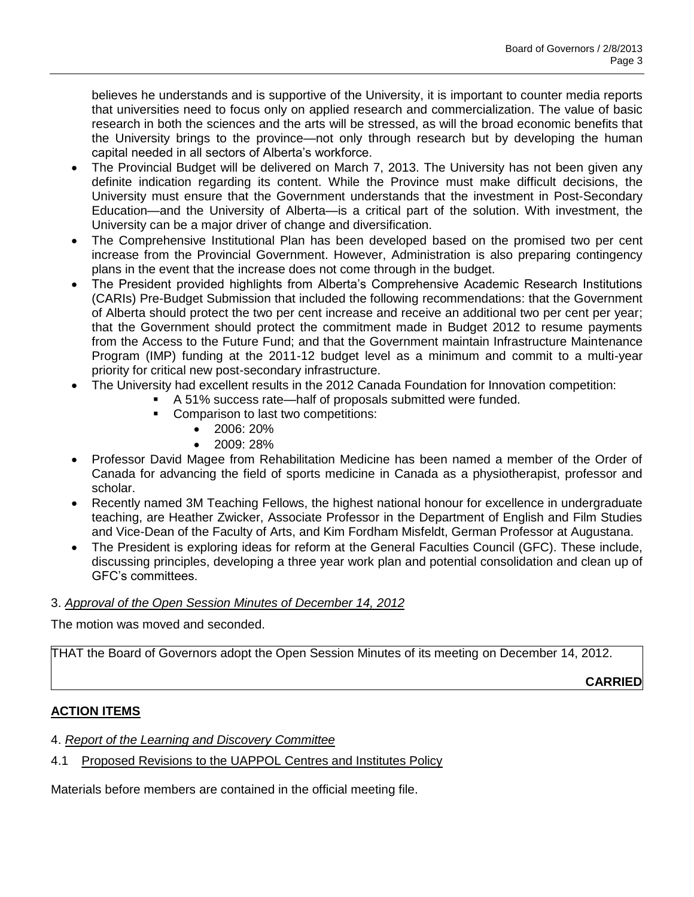believes he understands and is supportive of the University, it is important to counter media reports that universities need to focus only on applied research and commercialization. The value of basic research in both the sciences and the arts will be stressed, as will the broad economic benefits that the University brings to the province—not only through research but by developing the human capital needed in all sectors of Alberta's workforce.

- The Provincial Budget will be delivered on March 7, 2013. The University has not been given any definite indication regarding its content. While the Province must make difficult decisions, the University must ensure that the Government understands that the investment in Post-Secondary Education—and the University of Alberta—is a critical part of the solution. With investment, the University can be a major driver of change and diversification.
- The Comprehensive Institutional Plan has been developed based on the promised two per cent increase from the Provincial Government. However, Administration is also preparing contingency plans in the event that the increase does not come through in the budget.
- The President provided highlights from Alberta's Comprehensive Academic Research Institutions (CARIs) Pre-Budget Submission that included the following recommendations: that the Government of Alberta should protect the two per cent increase and receive an additional two per cent per year; that the Government should protect the commitment made in Budget 2012 to resume payments from the Access to the Future Fund; and that the Government maintain Infrastructure Maintenance Program (IMP) funding at the 2011-12 budget level as a minimum and commit to a multi-year priority for critical new post-secondary infrastructure.
- The University had excellent results in the 2012 Canada Foundation for Innovation competition:
  - A 51% success rate—half of proposals submitted were funded.
  - Comparison to last two competitions:
    - 2006: 20%
    - 2009: 28%
- Professor David Magee from Rehabilitation Medicine has been named a member of the Order of Canada for advancing the field of sports medicine in Canada as a physiotherapist, professor and scholar.
- Recently named 3M Teaching Fellows, the highest national honour for excellence in undergraduate teaching, are Heather Zwicker, Associate Professor in the Department of English and Film Studies and Vice-Dean of the Faculty of Arts, and Kim Fordham Misfeldt, German Professor at Augustana.
- The President is exploring ideas for reform at the General Faculties Council (GFC). These include, discussing principles, developing a three year work plan and potential consolidation and clean up of GFC's committees.

3. *Approval of the Open Session Minutes of December 14, 2012*

The motion was moved and seconded.

THAT the Board of Governors adopt the Open Session Minutes of its meeting on December 14, 2012.

**CARRIED**

## ACTION ITEMS

4. *Report of the Learning and Discovery Committee*

4.1 Proposed Revisions to the UAPPOL Centres and Institutes Policy

Materials before members are contained in the official meeting file.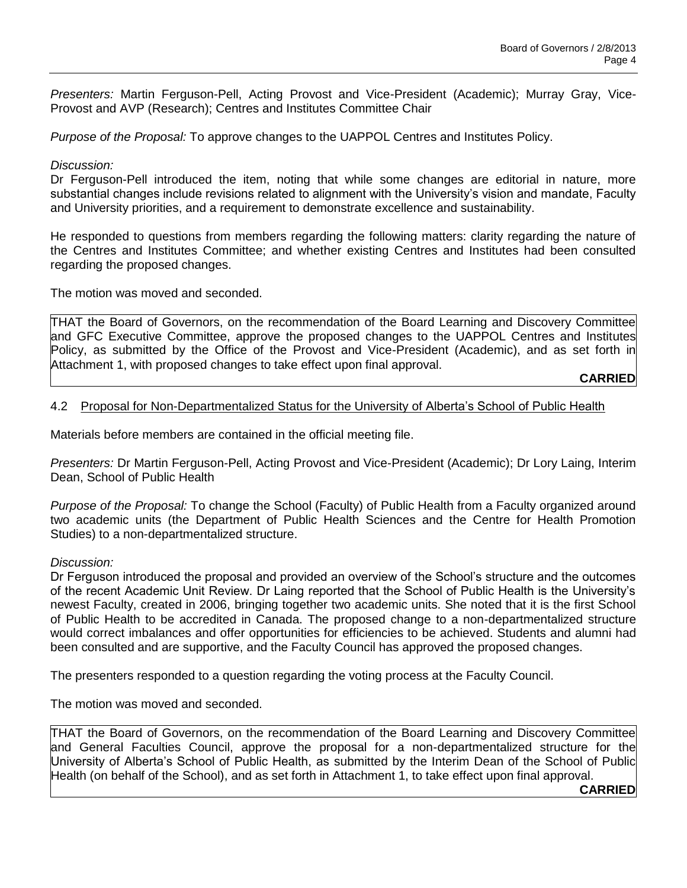*Presenters:* Martin Ferguson-Pell, Acting Provost and Vice-President (Academic); Murray Gray, Vice-Provost and AVP (Research); Centres and Institutes Committee Chair

*Purpose of the Proposal:* To approve changes to the UAPPOL Centres and Institutes Policy.

*Discussion:*
Dr Ferguson-Pell introduced the item, noting that while some changes are editorial in nature, more substantial changes include revisions related to alignment with the University's vision and mandate, Faculty and University priorities, and a requirement to demonstrate excellence and sustainability.

He responded to questions from members regarding the following matters: clarity regarding the nature of the Centres and Institutes Committee; and whether existing Centres and Institutes had been consulted regarding the proposed changes.

The motion was moved and seconded.

THAT the Board of Governors, on the recommendation of the Board Learning and Discovery Committee and GFC Executive Committee, approve the proposed changes to the UAPPOL Centres and Institutes Policy, as submitted by the Office of the Provost and Vice-President (Academic), and as set forth in Attachment 1, with proposed changes to take effect upon final approval.

**CARRIED**

4.2 Proposal for Non-Departmentalized Status for the University of Alberta's School of Public Health

Materials before members are contained in the official meeting file.

*Presenters:* Dr Martin Ferguson-Pell, Acting Provost and Vice-President (Academic); Dr Lory Laing, Interim Dean, School of Public Health

*Purpose of the Proposal:* To change the School (Faculty) of Public Health from a Faculty organized around two academic units (the Department of Public Health Sciences and the Centre for Health Promotion Studies) to a non-departmentalized structure.

*Discussion:*
Dr Ferguson introduced the proposal and provided an overview of the School's structure and the outcomes of the recent Academic Unit Review. Dr Laing reported that the School of Public Health is the University's newest Faculty, created in 2006, bringing together two academic units. She noted that it is the first School of Public Health to be accredited in Canada. The proposed change to a non-departmentalized structure would correct imbalances and offer opportunities for efficiencies to be achieved. Students and alumni had been consulted and are supportive, and the Faculty Council has approved the proposed changes.

The presenters responded to a question regarding the voting process at the Faculty Council.

The motion was moved and seconded.

THAT the Board of Governors, on the recommendation of the Board Learning and Discovery Committee and General Faculties Council, approve the proposal for a non-departmentalized structure for the University of Alberta's School of Public Health, as submitted by the Interim Dean of the School of Public Health (on behalf of the School), and as set forth in Attachment 1, to take effect upon final approval.

**CARRIED**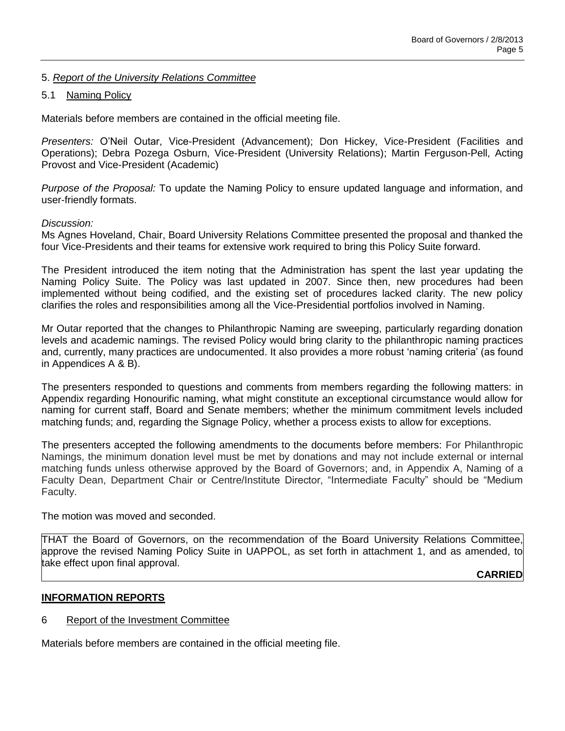## 5. *Report of the University Relations Committee*

### 5.1 Naming Policy

Materials before members are contained in the official meeting file.

*Presenters:* O'Neil Outar, Vice-President (Advancement); Don Hickey, Vice-President (Facilities and Operations); Debra Pozega Osburn, Vice-President (University Relations); Martin Ferguson-Pell, Acting Provost and Vice-President (Academic)

*Purpose of the Proposal:* To update the Naming Policy to ensure updated language and information, and user-friendly formats.

*Discussion:*
Ms Agnes Hoveland, Chair, Board University Relations Committee presented the proposal and thanked the four Vice-Presidents and their teams for extensive work required to bring this Policy Suite forward.

The President introduced the item noting that the Administration has spent the last year updating the Naming Policy Suite. The Policy was last updated in 2007. Since then, new procedures had been implemented without being codified, and the existing set of procedures lacked clarity. The new policy clarifies the roles and responsibilities among all the Vice-Presidential portfolios involved in Naming.

Mr Outar reported that the changes to Philanthropic Naming are sweeping, particularly regarding donation levels and academic namings. The revised Policy would bring clarity to the philanthropic naming practices and, currently, many practices are undocumented. It also provides a more robust 'naming criteria' (as found in Appendices A & B).

The presenters responded to questions and comments from members regarding the following matters: in Appendix regarding Honourific naming, what might constitute an exceptional circumstance would allow for naming for current staff, Board and Senate members; whether the minimum commitment levels included matching funds; and, regarding the Signage Policy, whether a process exists to allow for exceptions.

The presenters accepted the following amendments to the documents before members: For Philanthropic Namings, the minimum donation level must be met by donations and may not include external or internal matching funds unless otherwise approved by the Board of Governors; and, in Appendix A, Naming of a Faculty Dean, Department Chair or Centre/Institute Director, "Intermediate Faculty" should be "Medium Faculty.

The motion was moved and seconded.

THAT the Board of Governors, on the recommendation of the Board University Relations Committee, approve the revised Naming Policy Suite in UAPPOL, as set forth in attachment 1, and as amended, to take effect upon final approval.

**CARRIED**

## INFORMATION REPORTS

### 6 Report of the Investment Committee

Materials before members are contained in the official meeting file.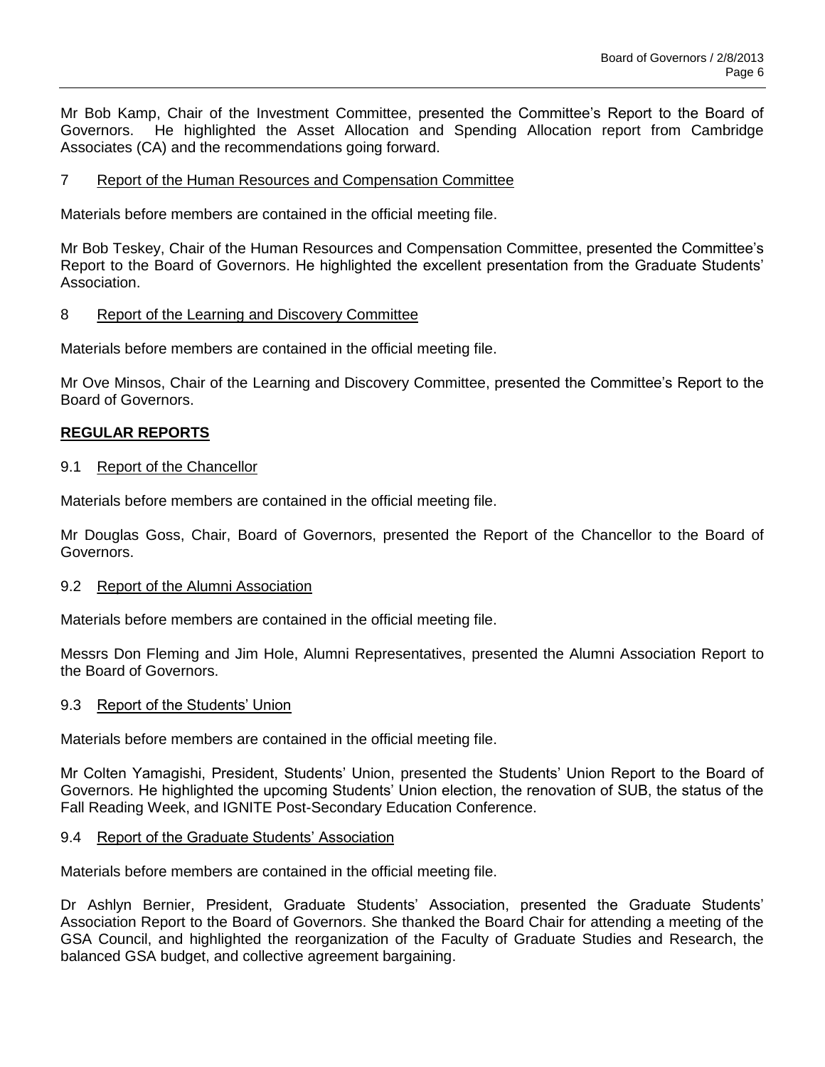Mr Bob Kamp, Chair of the Investment Committee, presented the Committee's Report to the Board of Governors. He highlighted the Asset Allocation and Spending Allocation report from Cambridge Associates (CA) and the recommendations going forward.

7 Report of the Human Resources and Compensation Committee

Materials before members are contained in the official meeting file.

Mr Bob Teskey, Chair of the Human Resources and Compensation Committee, presented the Committee's Report to the Board of Governors. He highlighted the excellent presentation from the Graduate Students' Association.

8 Report of the Learning and Discovery Committee

Materials before members are contained in the official meeting file.

Mr Ove Minsos, Chair of the Learning and Discovery Committee, presented the Committee's Report to the Board of Governors.

**REGULAR REPORTS**

9.1 Report of the Chancellor

Materials before members are contained in the official meeting file.

Mr Douglas Goss, Chair, Board of Governors, presented the Report of the Chancellor to the Board of Governors.

9.2 Report of the Alumni Association

Materials before members are contained in the official meeting file.

Messrs Don Fleming and Jim Hole, Alumni Representatives, presented the Alumni Association Report to the Board of Governors.

9.3 Report of the Students' Union

Materials before members are contained in the official meeting file.

Mr Colten Yamagishi, President, Students' Union, presented the Students' Union Report to the Board of Governors. He highlighted the upcoming Students' Union election, the renovation of SUB, the status of the Fall Reading Week, and IGNITE Post-Secondary Education Conference.

9.4 Report of the Graduate Students' Association

Materials before members are contained in the official meeting file.

Dr Ashlyn Bernier, President, Graduate Students' Association, presented the Graduate Students' Association Report to the Board of Governors. She thanked the Board Chair for attending a meeting of the GSA Council, and highlighted the reorganization of the Faculty of Graduate Studies and Research, the balanced GSA budget, and collective agreement bargaining.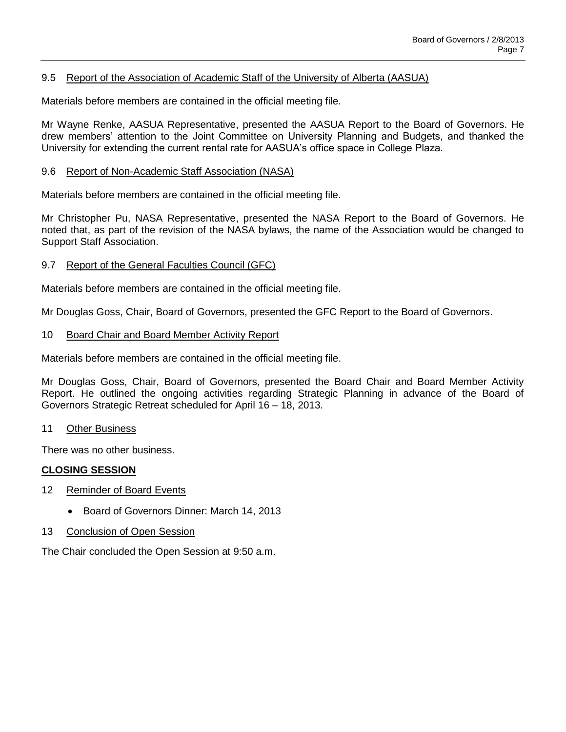9.5 Report of the Association of Academic Staff of the University of Alberta (AASUA)

Materials before members are contained in the official meeting file.

Mr Wayne Renke, AASUA Representative, presented the AASUA Report to the Board of Governors. He drew members' attention to the Joint Committee on University Planning and Budgets, and thanked the University for extending the current rental rate for AASUA's office space in College Plaza.

9.6 Report of Non-Academic Staff Association (NASA)

Materials before members are contained in the official meeting file.

Mr Christopher Pu, NASA Representative, presented the NASA Report to the Board of Governors. He noted that, as part of the revision of the NASA bylaws, the name of the Association would be changed to Support Staff Association.

9.7 Report of the General Faculties Council (GFC)

Materials before members are contained in the official meeting file.

Mr Douglas Goss, Chair, Board of Governors, presented the GFC Report to the Board of Governors.

10 Board Chair and Board Member Activity Report

Materials before members are contained in the official meeting file.

Mr Douglas Goss, Chair, Board of Governors, presented the Board Chair and Board Member Activity Report. He outlined the ongoing activities regarding Strategic Planning in advance of the Board of Governors Strategic Retreat scheduled for April 16 – 18, 2013.

11 Other Business

There was no other business.

**CLOSING SESSION**

12 Reminder of Board Events

- Board of Governors Dinner: March 14, 2013

13 Conclusion of Open Session

The Chair concluded the Open Session at 9:50 a.m.